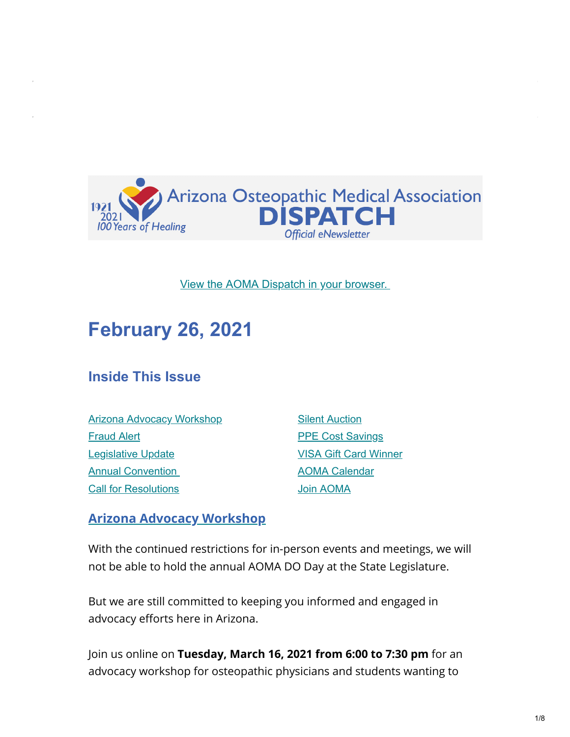Arizona Osteopathic Medical Association
**DISPATCH**
*Official eNewsletter*

1921 2021 *100 Years of Healing*

View the AOMA Dispatch in your browser.

# February 26, 2021

## Inside This Issue

- Arizona Advocacy Workshop
- Fraud Alert
- Legislative Update
- Annual Convention
- Call for Resolutions
- Silent Auction
- PPE Cost Savings
- VISA Gift Card Winner
- AOMA Calendar
- Join AOMA

## Arizona Advocacy Workshop

With the continued restrictions for in-person events and meetings, we will not be able to hold the annual AOMA DO Day at the State Legislature.

But we are still committed to keeping you informed and engaged in advocacy efforts here in Arizona.

Join us online on **Tuesday, March 16, 2021 from 6:00 to 7:30 pm** for an advocacy workshop for osteopathic physicians and students wanting to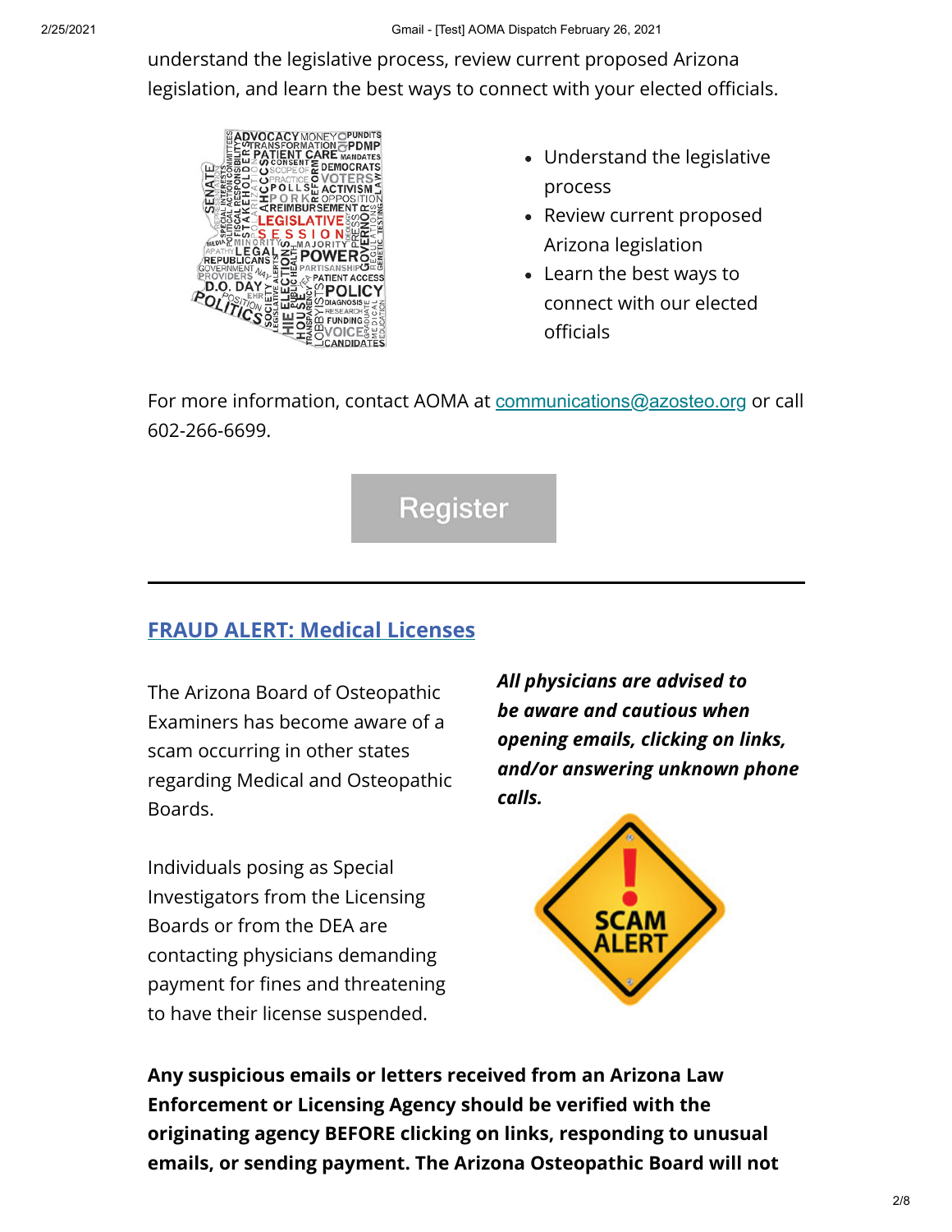understand the legislative process, review current proposed Arizona legislation, and learn the best ways to connect with your elected officials.

- Understand the legislative process
- Review current proposed Arizona legislation
- Learn the best ways to connect with our elected officials

For more information, contact AOMA at communications@azosteo.org or call 602-266-6699.

Register

---

## FRAUD ALERT: Medical Licenses

The Arizona Board of Osteopathic Examiners has become aware of a scam occurring in other states regarding Medical and Osteopathic Boards.

Individuals posing as Special Investigators from the Licensing Boards or from the DEA are contacting physicians demanding payment for fines and threatening to have their license suspended.

***All physicians are advised to be aware and cautious when opening emails, clicking on links, and/or answering unknown phone calls.***

**Any suspicious emails or letters received from an Arizona Law Enforcement or Licensing Agency should be verified with the originating agency BEFORE clicking on links, responding to unusual emails, or sending payment. The Arizona Osteopathic Board will not**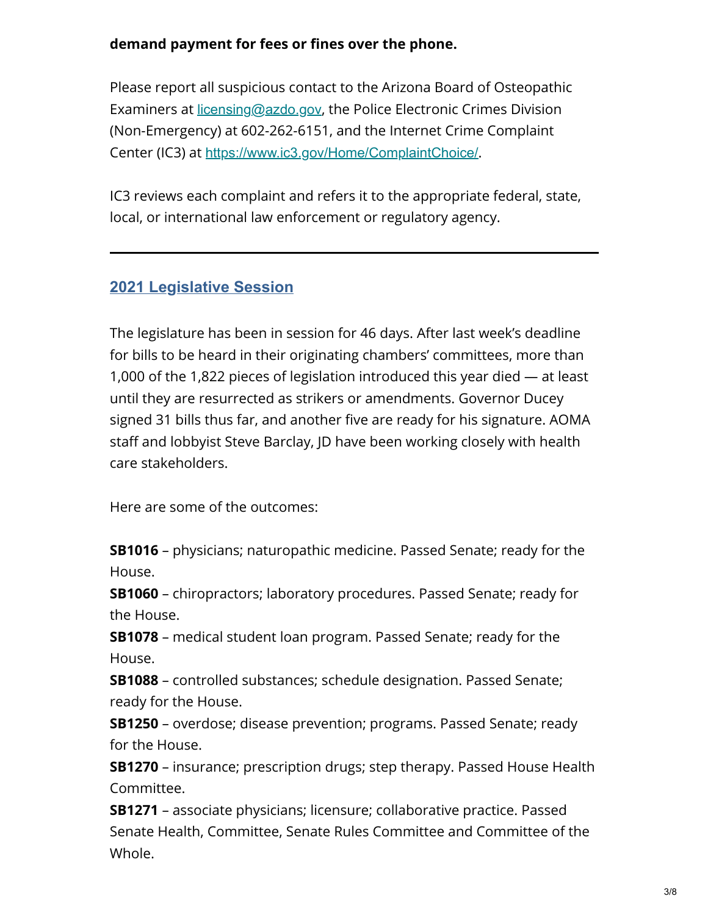**demand payment for fees or fines over the phone.**

Please report all suspicious contact to the Arizona Board of Osteopathic Examiners at licensing@azdo.gov, the Police Electronic Crimes Division (Non-Emergency) at 602-262-6151, and the Internet Crime Complaint Center (IC3) at https://www.ic3.gov/Home/ComplaintChoice/.

IC3 reviews each complaint and refers it to the appropriate federal, state, local, or international law enforcement or regulatory agency.

---

## 2021 Legislative Session

The legislature has been in session for 46 days. After last week's deadline for bills to be heard in their originating chambers' committees, more than 1,000 of the 1,822 pieces of legislation introduced this year died — at least until they are resurrected as strikers or amendments. Governor Ducey signed 31 bills thus far, and another five are ready for his signature. AOMA staff and lobbyist Steve Barclay, JD have been working closely with health care stakeholders.

Here are some of the outcomes:

**SB1016** – physicians; naturopathic medicine. Passed Senate; ready for the House.
**SB1060** – chiropractors; laboratory procedures. Passed Senate; ready for the House.
**SB1078** – medical student loan program. Passed Senate; ready for the House.
**SB1088** – controlled substances; schedule designation. Passed Senate; ready for the House.
**SB1250** – overdose; disease prevention; programs. Passed Senate; ready for the House.
**SB1270** – insurance; prescription drugs; step therapy. Passed House Health Committee.
**SB1271** – associate physicians; licensure; collaborative practice. Passed Senate Health, Committee, Senate Rules Committee and Committee of the Whole.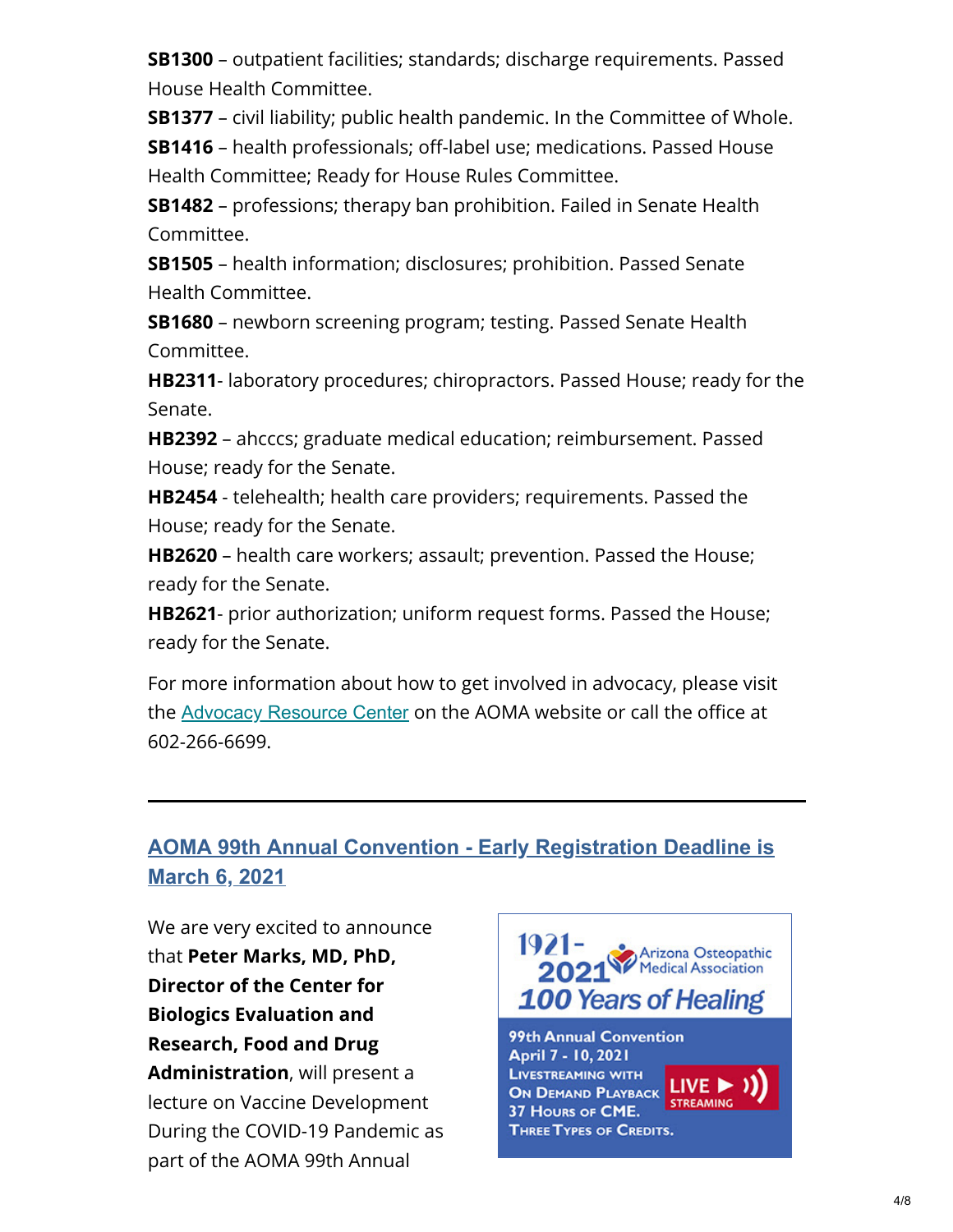**SB1300** – outpatient facilities; standards; discharge requirements. Passed House Health Committee.

**SB1377** – civil liability; public health pandemic. In the Committee of Whole.

**SB1416** – health professionals; off-label use; medications. Passed House Health Committee; Ready for House Rules Committee.

**SB1482** – professions; therapy ban prohibition. Failed in Senate Health Committee.

**SB1505** – health information; disclosures; prohibition. Passed Senate Health Committee.

**SB1680** – newborn screening program; testing. Passed Senate Health Committee.

**HB2311**- laboratory procedures; chiropractors. Passed House; ready for the Senate.

**HB2392** – ahcccs; graduate medical education; reimbursement. Passed House; ready for the Senate.

**HB2454** - telehealth; health care providers; requirements. Passed the House; ready for the Senate.

**HB2620** – health care workers; assault; prevention. Passed the House; ready for the Senate.

**HB2621**- prior authorization; uniform request forms. Passed the House; ready for the Senate.

For more information about how to get involved in advocacy, please visit the Advocacy Resource Center on the AOMA website or call the office at 602-266-6699.

---

## AOMA 99th Annual Convention - Early Registration Deadline is March 6, 2021

We are very excited to announce that **Peter Marks, MD, PhD, Director of the Center for Biologics Evaluation and Research, Food and Drug Administration**, will present a lecture on Vaccine Development During the COVID-19 Pandemic as part of the AOMA 99th Annual

1921-2021 Arizona Osteopathic Medical Association
100 Years of Healing

99th Annual Convention
April 7 - 10, 2021
Livestreaming with On Demand Playback
LIVE STREAMING
37 Hours of CME.
Three Types of Credits.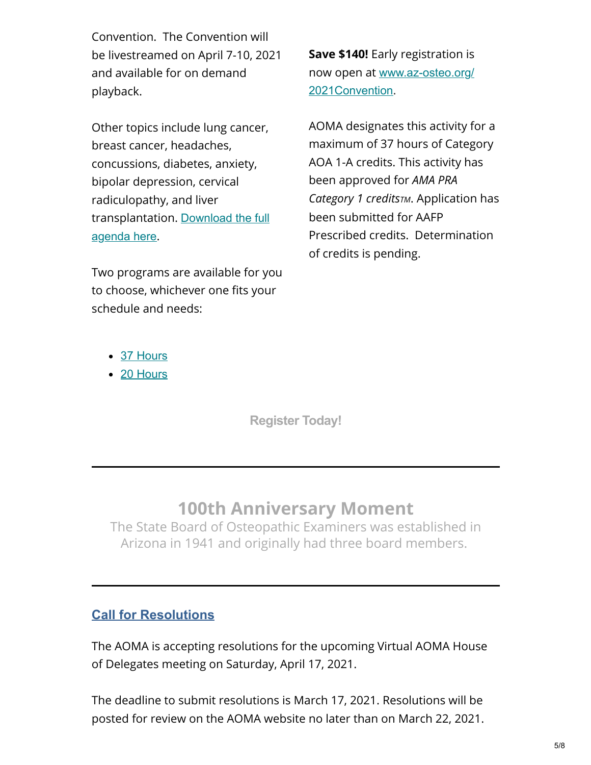Convention. The Convention will be livestreamed on April 7-10, 2021 and available for on demand playback.

Other topics include lung cancer, breast cancer, headaches, concussions, diabetes, anxiety, bipolar depression, cervical radiculopathy, and liver transplantation. [Download the full agenda here](#).

Two programs are available for you to choose, whichever one fits your schedule and needs:

**Save $140!** Early registration is now open at [www.az-osteo.org/2021Convention](http://www.az-osteo.org/2021Convention).

AOMA designates this activity for a maximum of 37 hours of Category AOA 1-A credits. This activity has been approved for *AMA PRA Category 1 credits™*. Application has been submitted for AAFP Prescribed credits. Determination of credits is pending.

- [37 Hours](#)
- [20 Hours](#)

**Register Today!**

---

## 100th Anniversary Moment

The State Board of Osteopathic Examiners was established in Arizona in 1941 and originally had three board members.

---

### [Call for Resolutions](#)

The AOMA is accepting resolutions for the upcoming Virtual AOMA House of Delegates meeting on Saturday, April 17, 2021.

The deadline to submit resolutions is March 17, 2021. Resolutions will be posted for review on the AOMA website no later than on March 22, 2021.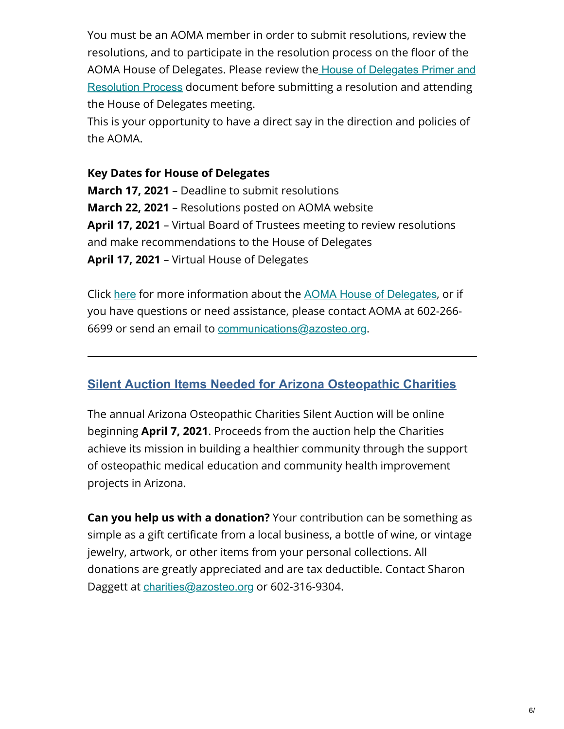You must be an AOMA member in order to submit resolutions, review the resolutions, and to participate in the resolution process on the floor of the AOMA House of Delegates. Please review the House of Delegates Primer and Resolution Process document before submitting a resolution and attending the House of Delegates meeting.

This is your opportunity to have a direct say in the direction and policies of the AOMA.

**Key Dates for House of Delegates**

**March 17, 2021** – Deadline to submit resolutions

**March 22, 2021** – Resolutions posted on AOMA website

**April 17, 2021** – Virtual Board of Trustees meeting to review resolutions and make recommendations to the House of Delegates

**April 17, 2021** – Virtual House of Delegates

Click here for more information about the AOMA House of Delegates, or if you have questions or need assistance, please contact AOMA at 602-266-6699 or send an email to communications@azosteo.org.

---

## Silent Auction Items Needed for Arizona Osteopathic Charities

The annual Arizona Osteopathic Charities Silent Auction will be online beginning **April 7, 2021**. Proceeds from the auction help the Charities achieve its mission in building a healthier community through the support of osteopathic medical education and community health improvement projects in Arizona.

**Can you help us with a donation?** Your contribution can be something as simple as a gift certificate from a local business, a bottle of wine, or vintage jewelry, artwork, or other items from your personal collections. All donations are greatly appreciated and are tax deductible. Contact Sharon Daggett at charities@azosteo.org or 602-316-9304.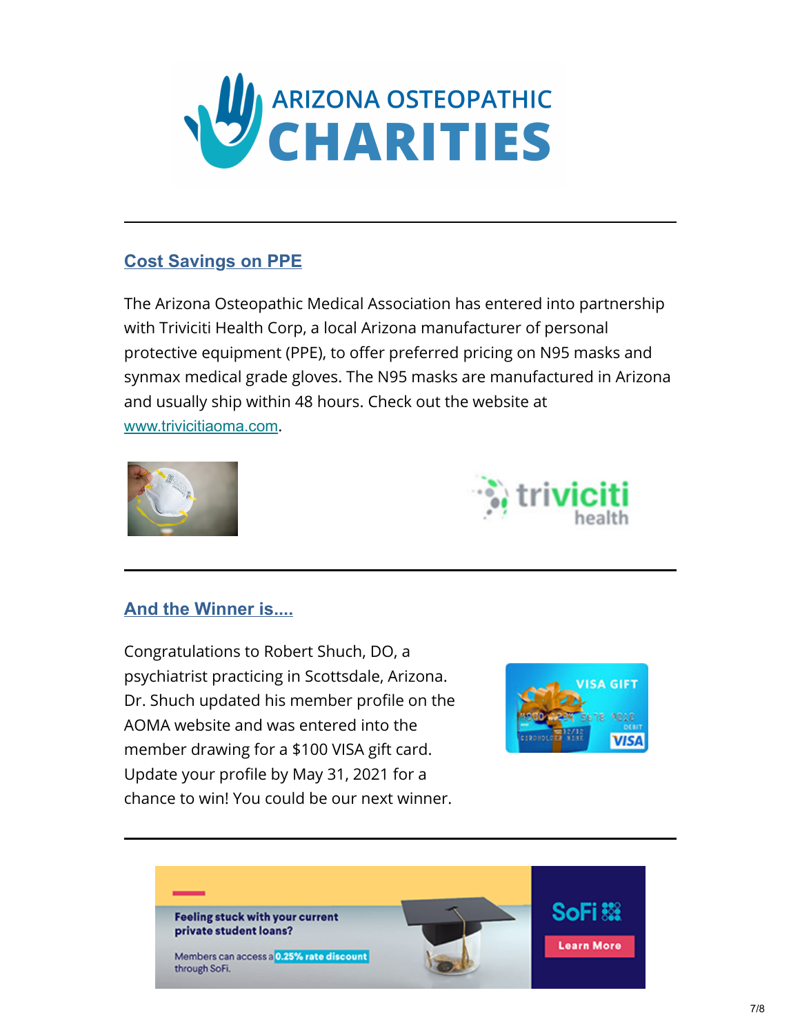## Cost Savings on PPE

The Arizona Osteopathic Medical Association has entered into partnership with Triviciti Health Corp, a local Arizona manufacturer of personal protective equipment (PPE), to offer preferred pricing on N95 masks and synmax medical grade gloves. The N95 masks are manufactured in Arizona and usually ship within 48 hours. Check out the website at www.trivicitiaoma.com.

---

## And the Winner is....

Congratulations to Robert Shuch, DO, a psychiatrist practicing in Scottsdale, Arizona. Dr. Shuch updated his member profile on the AOMA website and was entered into the member drawing for a $100 VISA gift card. Update your profile by May 31, 2021 for a chance to win! You could be our next winner.

---

**Feeling stuck with your current private student loans?**

Members can access a **0.25% rate discount** through SoFi.

SoFi

Learn More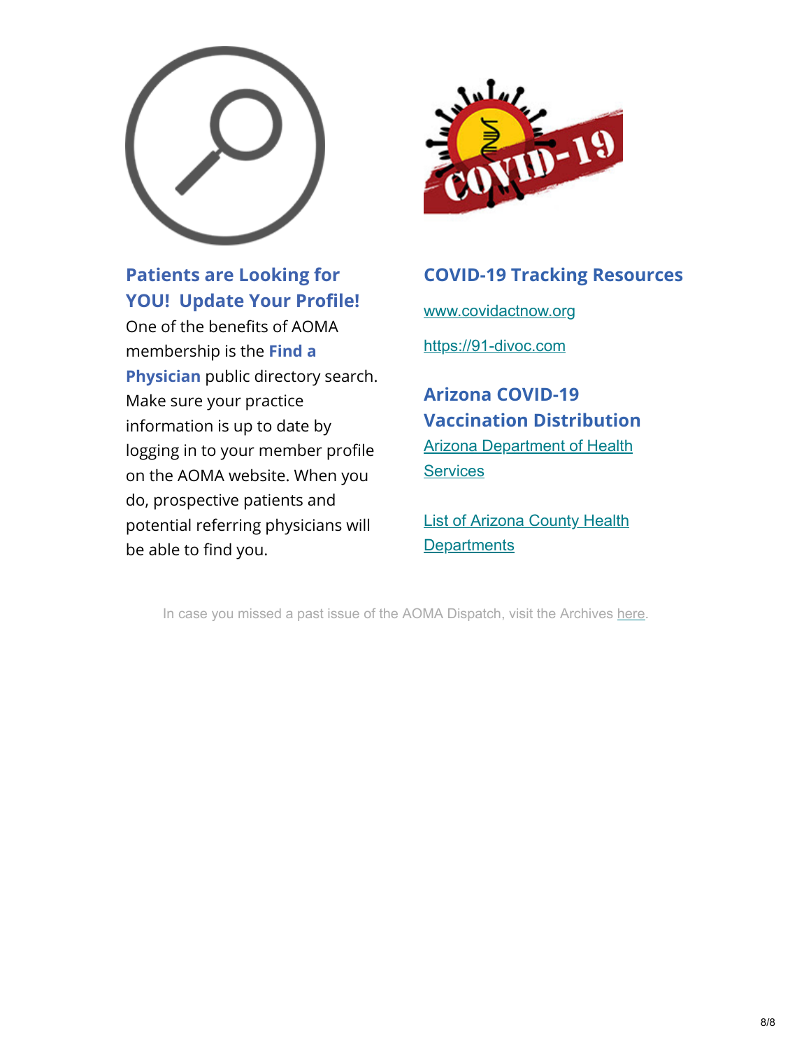## Patients are Looking for YOU! Update Your Profile!

One of the benefits of AOMA membership is the **Find a Physician** public directory search. Make sure your practice information is up to date by logging in to your member profile on the AOMA website. When you do, prospective patients and potential referring physicians will be able to find you.

## COVID-19 Tracking Resources

www.covidactnow.org

https://91-divoc.com

## Arizona COVID-19 Vaccination Distribution

Arizona Department of Health Services

List of Arizona County Health Departments

In case you missed a past issue of the AOMA Dispatch, visit the Archives here.